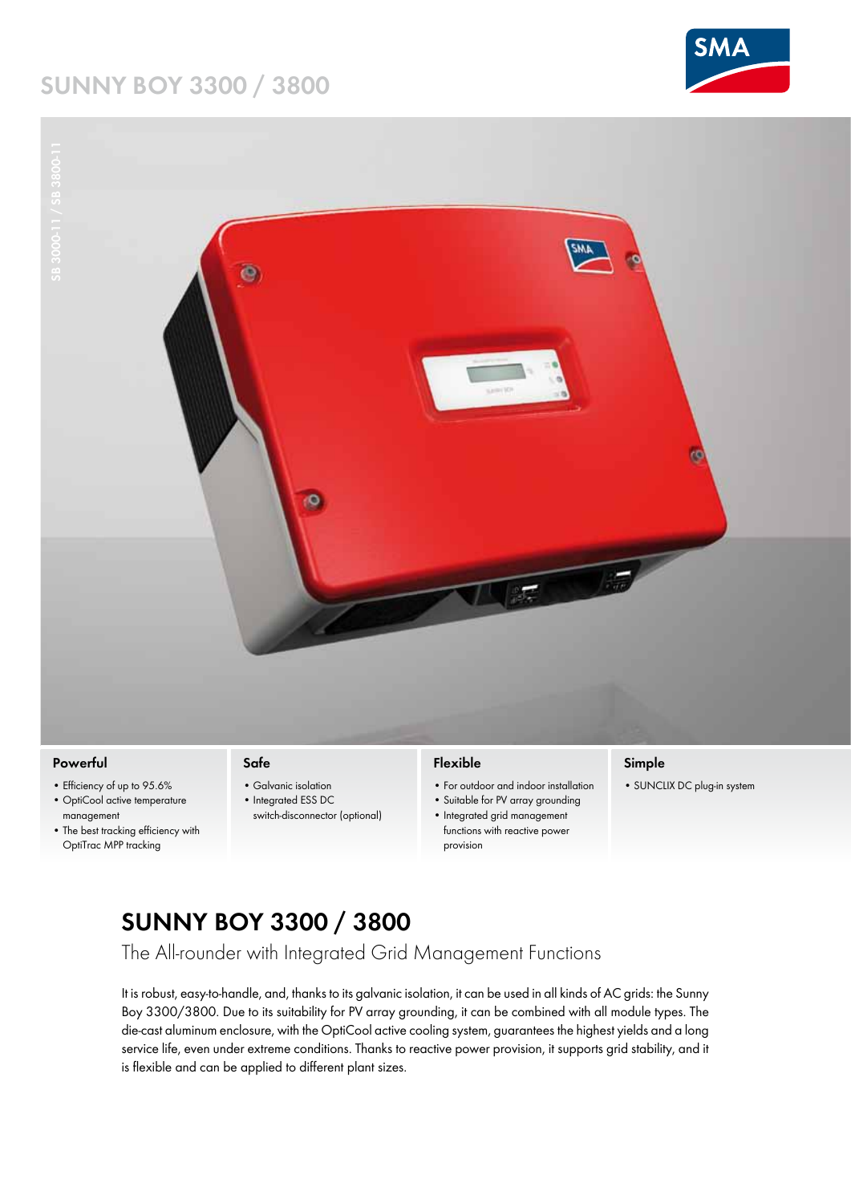# SUNNY BOY 3300 / 3800

SB 3000-11 / SB 3800-11

### Powerful

- Efficiency of up to 95.6%
- OptiCool active temperature management
- The best tracking efficiency with OptiTrac MPP tracking

### Safe

- Galvanic isolation
- Integrated ESS DC switch-disconnector (optional)

### Flexible

- For outdoor and indoor installation
- Suitable for PV array grounding
- Integrated grid management functions with reactive power provision

### Simple

- SUNCLIX DC plug-in system

## SUNNY BOY 3300 / 3800

The All-rounder with Integrated Grid Management Functions

It is robust, easy-to-handle, and, thanks to its galvanic isolation, it can be used in all kinds of AC grids: the Sunny Boy 3300/3800. Due to its suitability for PV array grounding, it can be combined with all module types. The die-cast aluminum enclosure, with the OptiCool active cooling system, guarantees the highest yields and a long service life, even under extreme conditions. Thanks to reactive power provision, it supports grid stability, and it is flexible and can be applied to different plant sizes.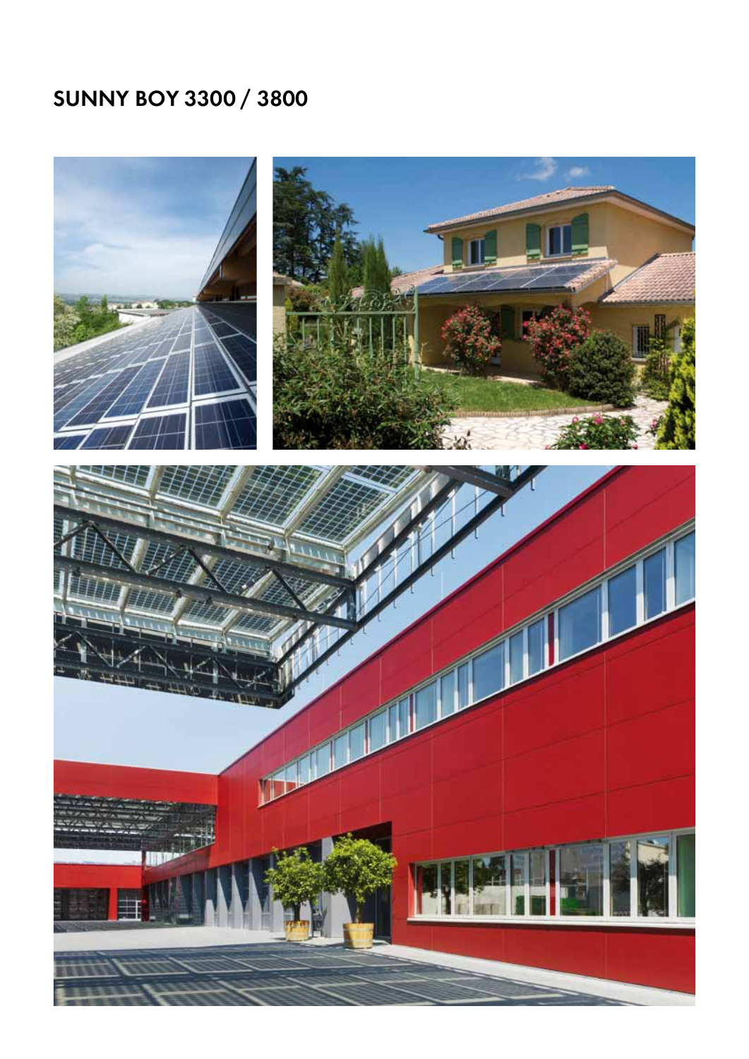# SUNNY BOY 3300 / 3800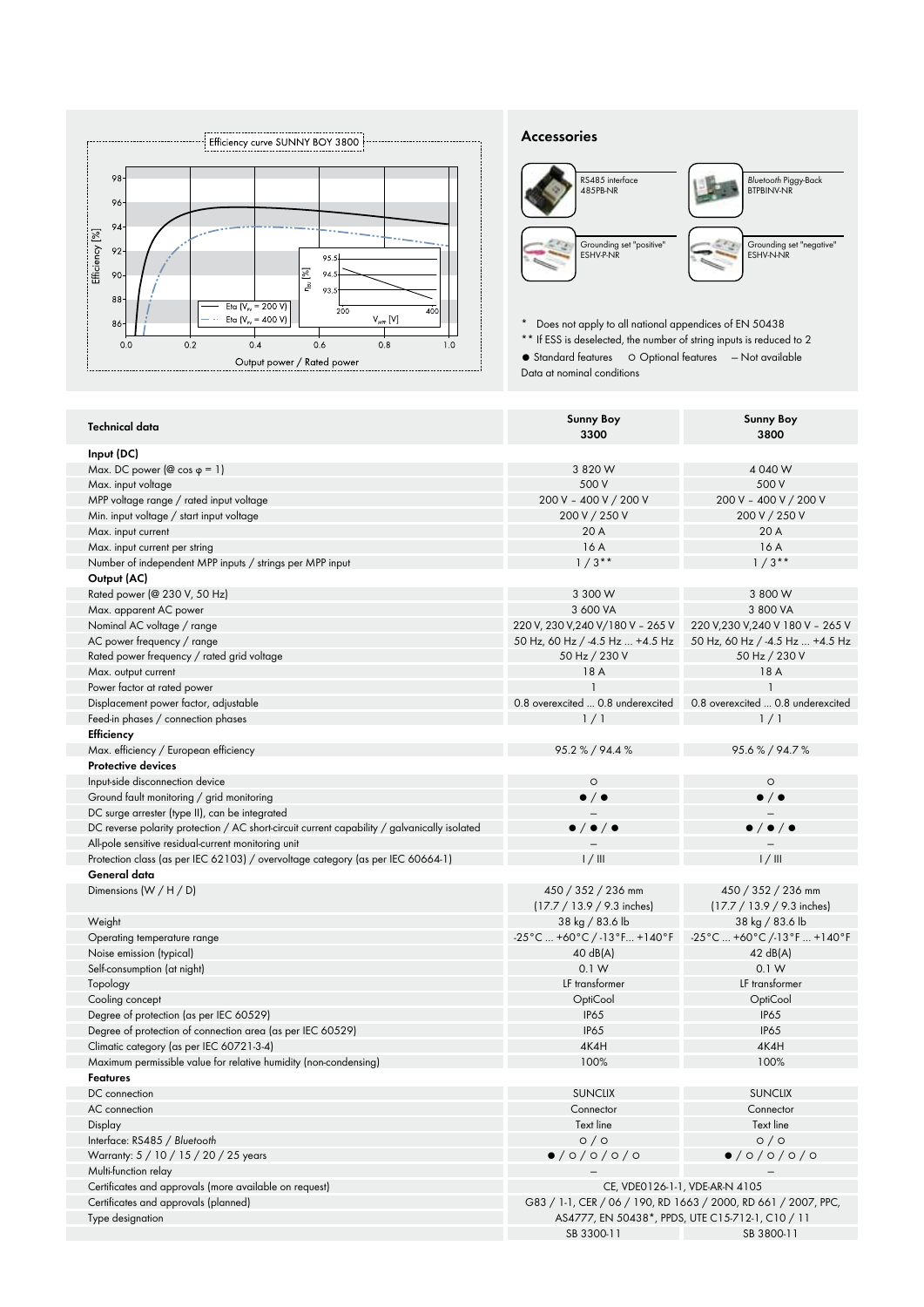Efficiency curve SUNNY BOY 3800

## Accessories

RS485 interface
485PB-NR

*Bluetooth* Piggy-Back
BTPBINV-NR

Grounding set "positive"
ESHV-P-NR

Grounding set "negative"
ESHV-N-NR

\* Does not apply to all national appendices of EN 50438
\*\* If ESS is deselected, the number of string inputs is reduced to 2
● Standard features ○ Optional features — Not available
Data at nominal conditions

| Technical data | Sunny Boy 3300 | Sunny Boy 3800 |
|---|---|---|
| **Input (DC)** | | |
| Max. DC power (@ cos φ = 1) | 3 820 W | 4 040 W |
| Max. input voltage | 500 V | 500 V |
| MPP voltage range / rated input voltage | 200 V – 400 V / 200 V | 200 V – 400 V / 200 V |
| Min. input voltage / start input voltage | 200 V / 250 V | 200 V / 250 V |
| Max. input current | 20 A | 20 A |
| Max. input current per string | 16 A | 16 A |
| Number of independent MPP inputs / strings per MPP input | 1 / 3** | 1 / 3** |
| **Output (AC)** | | |
| Rated power (@ 230 V, 50 Hz) | 3 300 W | 3 800 W |
| Max. apparent AC power | 3 600 VA | 3 800 VA |
| Nominal AC voltage / range | 220 V, 230 V,240 V/180 V – 265 V | 220 V,230 V,240 V 180 V – 265 V |
| AC power frequency / range | 50 Hz, 60 Hz / -4.5 Hz ... +4.5 Hz | 50 Hz, 60 Hz / -4.5 Hz ... +4.5 Hz |
| Rated power frequency / rated grid voltage | 50 Hz / 230 V | 50 Hz / 230 V |
| Max. output current | 18 A | 18 A |
| Power factor at rated power | 1 | 1 |
| Displacement power factor, adjustable | 0.8 overexcited ... 0.8 underexcited | 0.8 overexcited ... 0.8 underexcited |
| Feed-in phases / connection phases | 1 / 1 | 1 / 1 |
| **Efficiency** | | |
| Max. efficiency / European efficiency | 95.2 % / 94.4 % | 95.6 % / 94.7 % |
| **Protective devices** | | |
| Input-side disconnection device | ○ | ○ |
| Ground fault monitoring / grid monitoring | ● / ● | ● / ● |
| DC surge arrester (type II), can be integrated | – | – |
| DC reverse polarity protection / AC short-circuit current capability / galvanically isolated | ● / ● / ● | ● / ● / ● |
| All-pole sensitive residual-current monitoring unit | – | – |
| Protection class (as per IEC 62103) / overvoltage category (as per IEC 60664-1) | I / III | I / III |
| **General data** | | |
| Dimensions (W / H / D) | 450 / 352 / 236 mm (17.7 / 13.9 / 9.3 inches) | 450 / 352 / 236 mm (17.7 / 13.9 / 9.3 inches) |
| Weight | 38 kg / 83.6 lb | 38 kg / 83.6 lb |
| Operating temperature range | -25°C ... +60°C / -13°F... +140°F | -25°C ... +60°C / -13°F ... +140°F |
| Noise emission (typical) | 40 dB(A) | 42 dB(A) |
| Self-consumption (at night) | 0.1 W | 0.1 W |
| Topology | LF transformer | LF transformer |
| Cooling concept | OptiCool | OptiCool |
| Degree of protection (as per IEC 60529) | IP65 | IP65 |
| Degree of protection of connection area (as per IEC 60529) | IP65 | IP65 |
| Climatic category (as per IEC 60721-3-4) | 4K4H | 4K4H |
| Maximum permissible value for relative humidity (non-condensing) | 100% | 100% |
| **Features** | | |
| DC connection | SUNCLIX | SUNCLIX |
| AC connection | Connector | Connector |
| Display | Text line | Text line |
| Interface: RS485 / *Bluetooth* | ○ / ○ | ○ / ○ |
| Warranty: 5 / 10 / 15 / 20 / 25 years | ● / ○ / ○ / ○ / ○ | ● / ○ / ○ / ○ / ○ |
| Multi-function relay | – | – |
| Certificates and approvals (more available on request) | CE, VDE0126-1-1, VDE-AR-N 4105 | |
| Certificates and approvals (planned) | G83 / 1-1, CER / 06 / 190, RD 1663 / 2000, RD 661 / 2007, PPC, AS4777, EN 50438*, PPDS, UTE C15-712-1, C10 / 11 | |
| Type designation | SB 3300-11 | SB 3800-11 |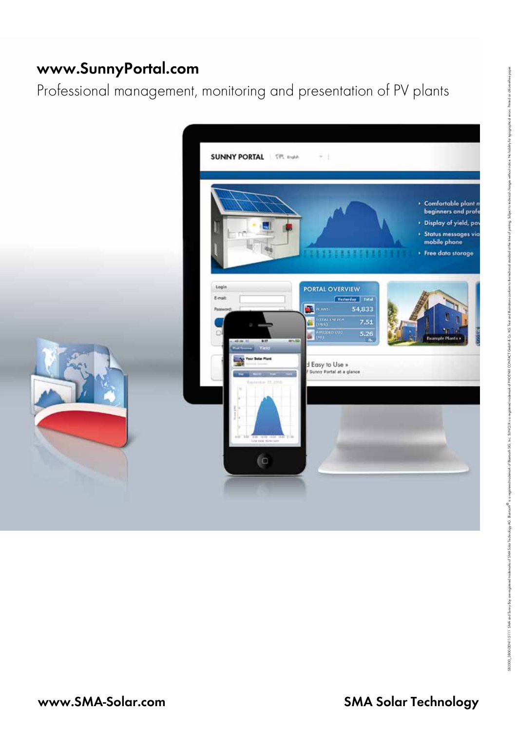## www.SunnyPortal.com

Professional management, monitoring and presentation of PV plants

www.SMA-Solar.com

**SMA Solar Technology**